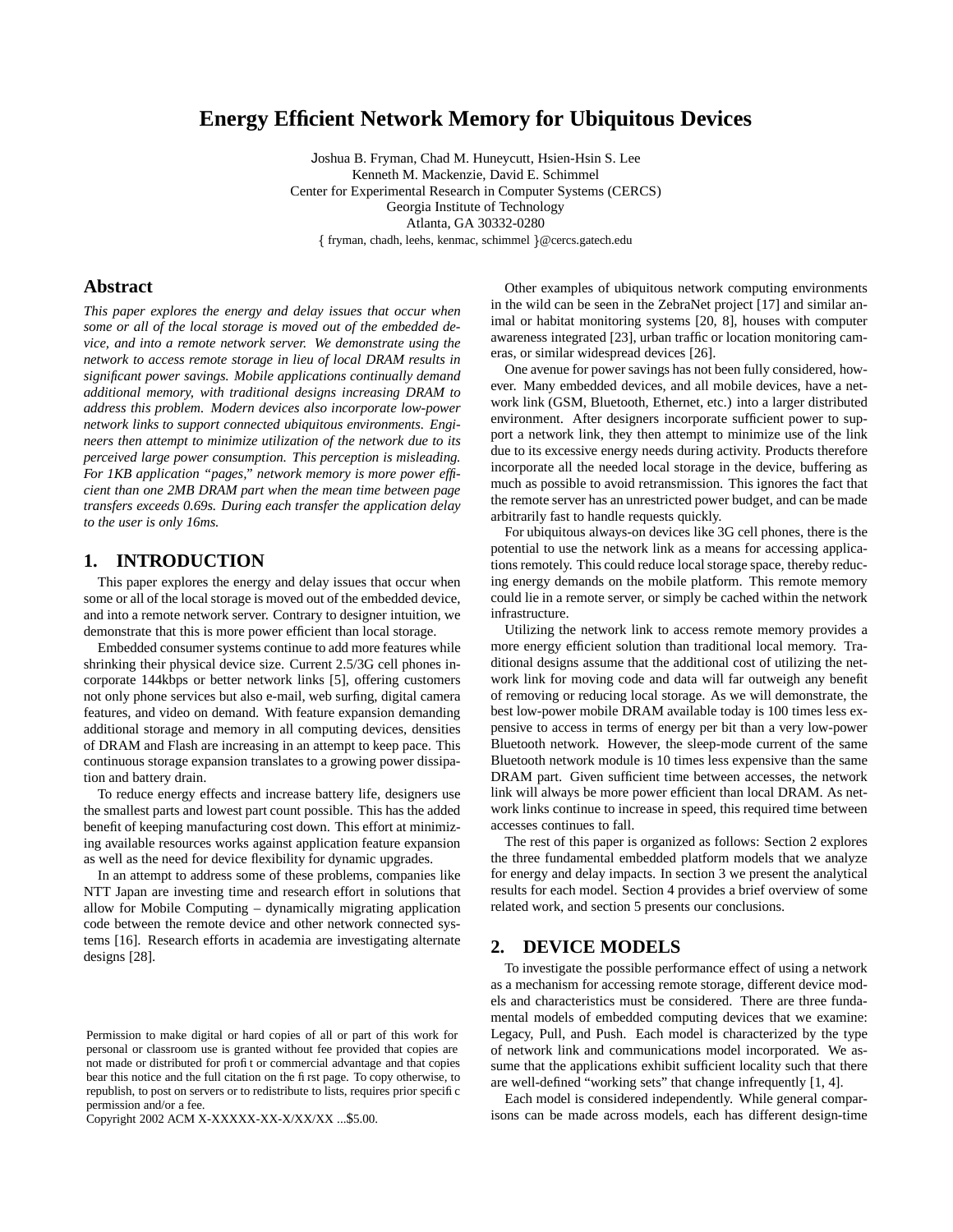# Energy Efficient Network Memory for Ubiquitous Devices

Joshua B. Fryman, Chad M. Huneycutt, Hsien-Hsin S. Lee
Kenneth M. Mackenzie, David E. Schimmel
Center for Experimental Research in Computer Systems (CERCS)
Georgia Institute of Technology
Atlanta, GA 30332-0280
{ fryman, chadh, leehs, kenmac, schimmel }@cercs.gatech.edu

## Abstract

*This paper explores the energy and delay issues that occur when some or all of the local storage is moved out of the embedded device, and into a remote network server. We demonstrate using the network to access remote storage in lieu of local DRAM results in significant power savings. Mobile applications continually demand additional memory, with traditional designs increasing DRAM to address this problem. Modern devices also incorporate low-power network links to support connected ubiquitous environments. Engineers then attempt to minimize utilization of the network due to its perceived large power consumption. This perception is misleading. For 1KB application "pages," network memory is more power efficient than one 2MB DRAM part when the mean time between page transfers exceeds 0.69s. During each transfer the application delay to the user is only 16ms.*

## 1. INTRODUCTION

This paper explores the energy and delay issues that occur when some or all of the local storage is moved out of the embedded device, and into a remote network server. Contrary to designer intuition, we demonstrate that this is more power efficient than local storage.

Embedded consumer systems continue to add more features while shrinking their physical device size. Current 2.5/3G cell phones incorporate 144kbps or better network links [5], offering customers not only phone services but also e-mail, web surfing, digital camera features, and video on demand. With feature expansion demanding additional storage and memory in all computing devices, densities of DRAM and Flash are increasing in an attempt to keep pace. This continuous storage expansion translates to a growing power dissipation and battery drain.

To reduce energy effects and increase battery life, designers use the smallest parts and lowest part count possible. This has the added benefit of keeping manufacturing cost down. This effort at minimizing available resources works against application feature expansion as well as the need for device flexibility for dynamic upgrades.

In an attempt to address some of these problems, companies like NTT Japan are investing time and research effort in solutions that allow for Mobile Computing – dynamically migrating application code between the remote device and other network connected systems [16]. Research efforts in academia are investigating alternate designs [28].

Other examples of ubiquitous network computing environments in the wild can be seen in the ZebraNet project [17] and similar animal or habitat monitoring systems [20, 8], houses with computer awareness integrated [23], urban traffic or location monitoring cameras, or similar widespread devices [26].

One avenue for power savings has not been fully considered, however. Many embedded devices, and all mobile devices, have a network link (GSM, Bluetooth, Ethernet, etc.) into a larger distributed environment. After designers incorporate sufficient power to support a network link, they then attempt to minimize use of the link due to its excessive energy needs during activity. Products therefore incorporate all the needed local storage in the device, buffering as much as possible to avoid retransmission. This ignores the fact that the remote server has an unrestricted power budget, and can be made arbitrarily fast to handle requests quickly.

For ubiquitous always-on devices like 3G cell phones, there is the potential to use the network link as a means for accessing applications remotely. This could reduce local storage space, thereby reducing energy demands on the mobile platform. This remote memory could lie in a remote server, or simply be cached within the network infrastructure.

Utilizing the network link to access remote memory provides a more energy efficient solution than traditional local memory. Traditional designs assume that the additional cost of utilizing the network link for moving code and data will far outweigh any benefit of removing or reducing local storage. As we will demonstrate, the best low-power mobile DRAM available today is 100 times less expensive to access in terms of energy per bit than a very low-power Bluetooth network. However, the sleep-mode current of the same Bluetooth network module is 10 times less expensive than the same DRAM part. Given sufficient time between accesses, the network link will always be more power efficient than local DRAM. As network links continue to increase in speed, this required time between accesses continues to fall.

The rest of this paper is organized as follows: Section 2 explores the three fundamental embedded platform models that we analyze for energy and delay impacts. In section 3 we present the analytical results for each model. Section 4 provides a brief overview of some related work, and section 5 presents our conclusions.

## 2. DEVICE MODELS

To investigate the possible performance effect of using a network as a mechanism for accessing remote storage, different device models and characteristics must be considered. There are three fundamental models of embedded computing devices that we examine: Legacy, Pull, and Push. Each model is characterized by the type of network link and communications model incorporated. We assume that the applications exhibit sufficient locality such that there are well-defined "working sets" that change infrequently [1, 4].

Each model is considered independently. While general comparisons can be made across models, each has different design-time

Permission to make digital or hard copies of all or part of this work for personal or classroom use is granted without fee provided that copies are not made or distributed for profit or commercial advantage and that copies bear this notice and the full citation on the first page. To copy otherwise, to republish, to post on servers or to redistribute to lists, requires prior specific permission and/or a fee.
Copyright 2002 ACM X-XXXXX-XX-X/XX/XX ...$5.00.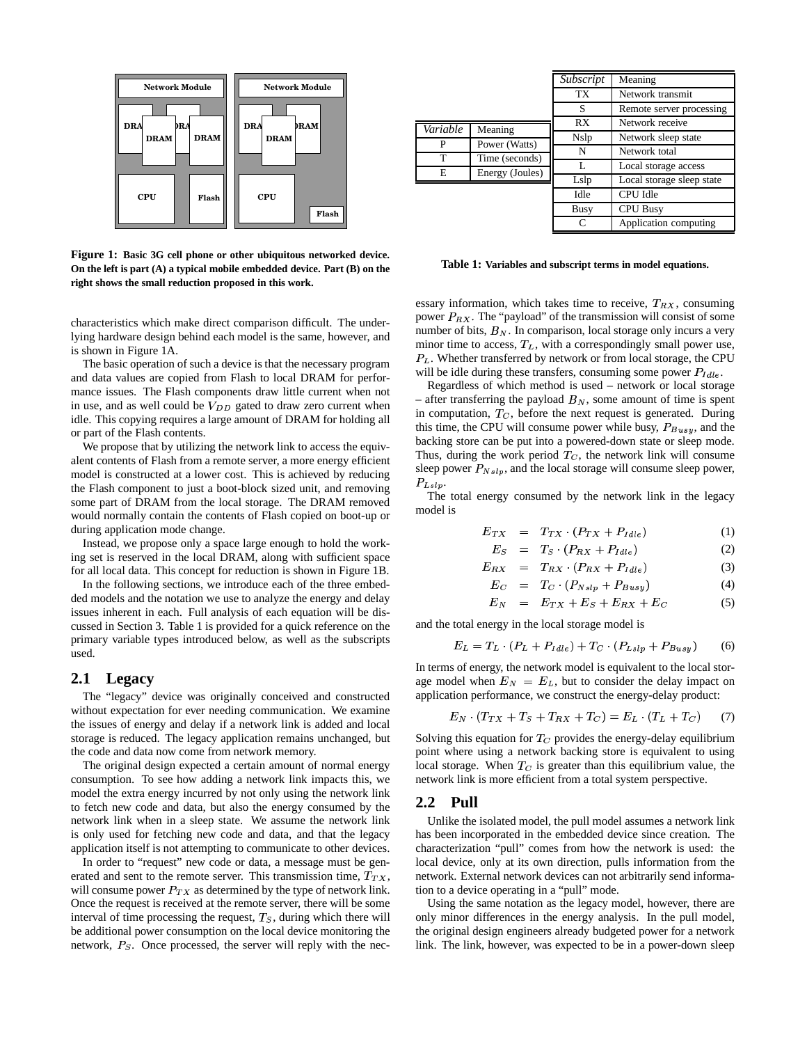Figure 1: Basic 3G cell phone or other ubiquitous networked device. On the left is part (A) a typical mobile embedded device. Part (B) on the right shows the small reduction proposed in this work.

| *Variable* | Meaning |
|---|---|
| P | Power (Watts) |
| T | Time (seconds) |
| E | Energy (Joules) |

| *Subscript* | Meaning |
|---|---|
| TX | Network transmit |
| S | Remote server processing |
| RX | Network receive |
| Nslp | Network sleep state |
| N | Network total |
| L | Local storage access |
| Lslp | Local storage sleep state |
| Idle | CPU Idle |
| Busy | CPU Busy |
| C | Application computing |

Table 1: Variables and subscript terms in model equations.

characteristics which make direct comparison difficult. The underlying hardware design behind each model is the same, however, and is shown in Figure 1A.

The basic operation of such a device is that the necessary program and data values are copied from Flash to local DRAM for performance issues. The Flash components draw little current when not in use, and as well could be $V_{DD}$ gated to draw zero current when idle. This copying requires a large amount of DRAM for holding all or part of the Flash contents.

We propose that by utilizing the network link to access the equivalent contents of Flash from a remote server, a more energy efficient model is constructed at a lower cost. This is achieved by reducing the Flash components to just a boot-block sized unit, and removing some part of DRAM from the local storage. The DRAM removed would normally contain the contents of Flash copied on boot-up or during application mode change.

Instead, we propose only a space large enough to hold the working set is reserved in the local DRAM, along with sufficient space for all local data. This concept for reduction is shown in Figure 1B.

In the following sections, we introduce each of the three embedded models and the notation we use to analyze the energy and delay issues inherent in each. Full analysis of each equation will be discussed in Section 3. Table 1 is provided for a quick reference on the primary variable types introduced below, as well as the subscripts used.

## 2.1 Legacy

The "legacy" device was originally conceived and constructed without expectation for ever needing communication. We examine the issues of energy and delay if a network link is added and local storage is reduced. The legacy application remains unchanged, but the code and data now come from network memory.

The original design expected a certain amount of normal energy consumption. To see how adding a network link impacts this, we model the extra energy incurred by not only using the network link to fetch new code and data, but also the energy consumed by the network link when in a sleep state. We assume the network link is only used for fetching new code and data, and that the legacy application itself is not attempting to communicate to other devices.

In order to "request" new code or data, a message must be generated and sent to the remote server. This transmission time, $T_{TX}$, will consume power $P_{TX}$ as determined by the type of network link. Once the request is received at the remote server, there will be some interval of time processing the request, $T_S$, during which there will be additional power consumption on the local device monitoring the network, $P_S$. Once processed, the server will reply with the necessary information, which takes time to receive, $T_{RX}$, consuming power $P_{RX}$. The "payload" of the transmission will consist of some number of bits, $B_N$. In comparison, local storage only incurs a very minor time to access, $T_L$, with a correspondingly small power use, $P_L$. Whether transferred by network or from local storage, the CPU will be idle during these transfers, consuming some power $P_{Idle}$.

Regardless of which method is used – network or local storage – after transferring the payload $B_N$, some amount of time is spent in computation, $T_C$, before the next request is generated. During this time, the CPU will consume power while busy, $P_{Busy}$, and the backing store can be put into a powered-down state or sleep mode. Thus, during the work period $T_C$, the network link will consume sleep power $P_{Nslp}$, and the local storage will consume sleep power, $P_{Lslp}$.

The total energy consumed by the network link in the legacy model is

$$E_{TX} = T_{TX} \cdot (P_{TX} + P_{Idle}) \quad (1)$$
$$E_S = T_S \cdot (P_{RX} + P_{Idle}) \quad (2)$$
$$E_{RX} = T_{RX} \cdot (P_{RX} + P_{Idle}) \quad (3)$$
$$E_C = T_C \cdot (P_{Nslp} + P_{Busy}) \quad (4)$$
$$E_N = E_{TX} + E_S + E_{RX} + E_C \quad (5)$$

and the total energy in the local storage model is

$$E_L = T_L \cdot (P_L + P_{Idle}) + T_C \cdot (P_{Lslp} + P_{Busy}) \quad (6)$$

In terms of energy, the network model is equivalent to the local storage model when $E_N = E_L$, but to consider the delay impact on application performance, we construct the energy-delay product:

$$E_N \cdot (T_{TX} + T_S + T_{RX} + T_C) = E_L \cdot (T_L + T_C) \quad (7)$$

Solving this equation for $T_C$ provides the energy-delay equilibrium point where using a network backing store is equivalent to using local storage. When $T_C$ is greater than this equilibrium value, the network link is more efficient from a total system perspective.

## 2.2 Pull

Unlike the isolated model, the pull model assumes a network link has been incorporated in the embedded device since creation. The characterization "pull" comes from how the network is used: the local device, only at its own direction, pulls information from the network. External network devices can not arbitrarily send information to a device operating in a "pull" mode.

Using the same notation as the legacy model, however, there are only minor differences in the energy analysis. In the pull model, the original design engineers already budgeted power for a network link. The link, however, was expected to be in a power-down sleep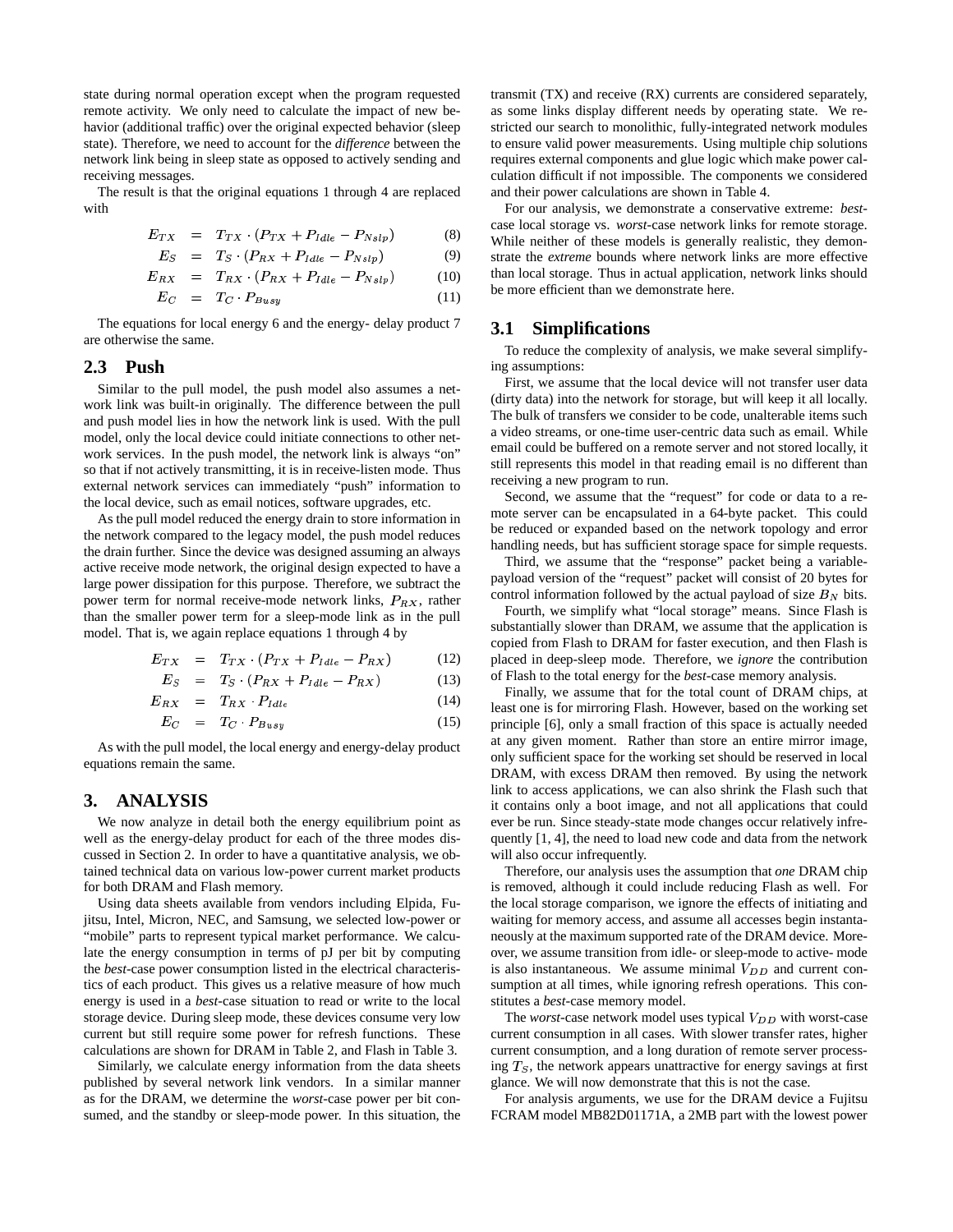state during normal operation except when the program requested remote activity. We only need to calculate the impact of new behavior (additional traffic) over the original expected behavior (sleep state). Therefore, we need to account for the *difference* between the network link being in sleep state as opposed to actively sending and receiving messages.

The result is that the original equations 1 through 4 are replaced with

$$E_{TX} = T_{TX} \cdot (P_{TX} + P_{Idle} - P_{Nslp}) \quad (8)$$

$$E_S = T_S \cdot (P_{RX} + P_{Idle} - P_{Nslp}) \quad (9)$$

$$E_{RX} = T_{RX} \cdot (P_{RX} + P_{Idle} - P_{Nslp}) \quad (10)$$

$$E_C = T_C \cdot P_{Busy} \quad (11)$$

The equations for local energy 6 and the energy- delay product 7 are otherwise the same.

## 2.3 Push

Similar to the pull model, the push model also assumes a network link was built-in originally. The difference between the pull and push model lies in how the network link is used. With the pull model, only the local device could initiate connections to other network services. In the push model, the network link is always "on" so that if not actively transmitting, it is in receive-listen mode. Thus external network services can immediately "push" information to the local device, such as email notices, software upgrades, etc.

As the pull model reduced the energy drain to store information in the network compared to the legacy model, the push model reduces the drain further. Since the device was designed assuming an always active receive mode network, the original design expected to have a large power dissipation for this purpose. Therefore, we subtract the power term for normal receive-mode network links, $P_{RX}$, rather than the smaller power term for a sleep-mode link as in the pull model. That is, we again replace equations 1 through 4 by

$$E_{TX} = T_{TX} \cdot (P_{TX} + P_{Idle} - P_{RX}) \quad (12)$$

$$E_S = T_S \cdot (P_{RX} + P_{Idle} - P_{RX}) \quad (13)$$

$$E_{RX} = T_{RX} \cdot P_{Idle} \quad (14)$$

$$E_C = T_C \cdot P_{Busy} \quad (15)$$

As with the pull model, the local energy and energy-delay product equations remain the same.

# 3. ANALYSIS

We now analyze in detail both the energy equilibrium point as well as the energy-delay product for each of the three modes discussed in Section 2. In order to have a quantitative analysis, we obtained technical data on various low-power current market products for both DRAM and Flash memory.

Using data sheets available from vendors including Elpida, Fujitsu, Intel, Micron, NEC, and Samsung, we selected low-power or "mobile" parts to represent typical market performance. We calculate the energy consumption in terms of pJ per bit by computing the *best*-case power consumption listed in the electrical characteristics of each product. This gives us a relative measure of how much energy is used in a *best*-case situation to read or write to the local storage device. During sleep mode, these devices consume very low current but still require some power for refresh functions. These calculations are shown for DRAM in Table 2, and Flash in Table 3.

Similarly, we calculate energy information from the data sheets published by several network link vendors. In a similar manner as for the DRAM, we determine the *worst*-case power per bit consumed, and the standby or sleep-mode power. In this situation, the transmit (TX) and receive (RX) currents are considered separately, as some links display different needs by operating state. We restricted our search to monolithic, fully-integrated network modules to ensure valid power measurements. Using multiple chip solutions requires external components and glue logic which make power calculation difficult if not impossible. The components we considered and their power calculations are shown in Table 4.

For our analysis, we demonstrate a conservative extreme: *best*-case local storage vs. *worst*-case network links for remote storage. While neither of these models is generally realistic, they demonstrate the *extreme* bounds where network links are more effective than local storage. Thus in actual application, network links should be more efficient than we demonstrate here.

## 3.1 Simplifications

To reduce the complexity of analysis, we make several simplifying assumptions:

First, we assume that the local device will not transfer user data (dirty data) into the network for storage, but will keep it all locally. The bulk of transfers we consider to be code, unalterable items such a video streams, or one-time user-centric data such as email. While email could be buffered on a remote server and not stored locally, it still represents this model in that reading email is no different than receiving a new program to run.

Second, we assume that the "request" for code or data to a remote server can be encapsulated in a 64-byte packet. This could be reduced or expanded based on the network topology and error handling needs, but has sufficient storage space for simple requests.

Third, we assume that the "response" packet being a variable-payload version of the "request" packet will consist of 20 bytes for control information followed by the actual payload of size $B_N$ bits.

Fourth, we simplify what "local storage" means. Since Flash is substantially slower than DRAM, we assume that the application is copied from Flash to DRAM for faster execution, and then Flash is placed in deep-sleep mode. Therefore, we *ignore* the contribution of Flash to the total energy for the *best*-case memory analysis.

Finally, we assume that for the total count of DRAM chips, at least one is for mirroring Flash. However, based on the working set principle [6], only a small fraction of this space is actually needed at any given moment. Rather than store an entire mirror image, only sufficient space for the working set should be reserved in local DRAM, with excess DRAM then removed. By using the network link to access applications, we can also shrink the Flash such that it contains only a boot image, and not all applications that could ever be run. Since steady-state mode changes occur relatively infrequently [1, 4], the need to load new code and data from the network will also occur infrequently.

Therefore, our analysis uses the assumption that *one* DRAM chip is removed, although it could include reducing Flash as well. For the local storage comparison, we ignore the effects of initiating and waiting for memory access, and assume all accesses begin instantaneously at the maximum supported rate of the DRAM device. Moreover, we assume transition from idle- or sleep-mode to active- mode is also instantaneous. We assume minimal $V_{DD}$ and current consumption at all times, while ignoring refresh operations. This constitutes a *best*-case memory model.

The *worst*-case network model uses typical $V_{DD}$ with worst-case current consumption in all cases. With slower transfer rates, higher current consumption, and a long duration of remote server processing $T_S$, the network appears unattractive for energy savings at first glance. We will now demonstrate that this is not the case.

For analysis arguments, we use for the DRAM device a Fujitsu FCRAM model MB82D01171A, a 2MB part with the lowest power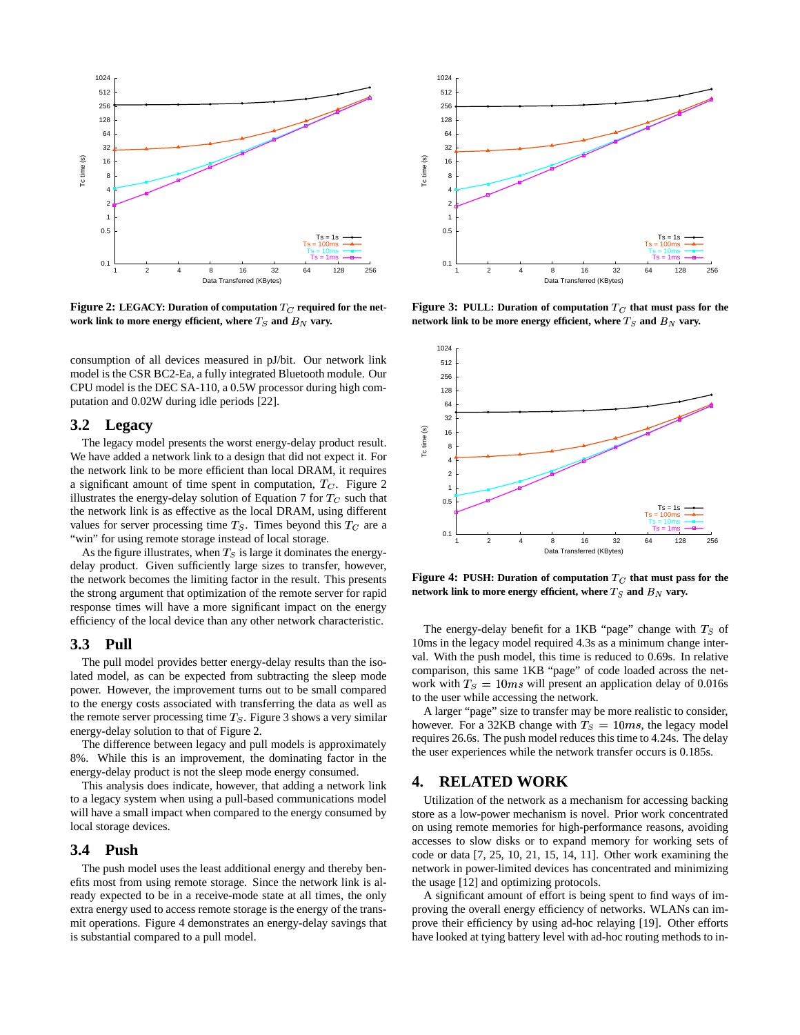Figure 2: LEGACY: Duration of computation $T_C$ required for the network link to more energy efficient, where $T_S$ and $B_N$ vary.

Figure 3: PULL: Duration of computation $T_C$ that must pass for the network link to be more energy efficient, where $T_S$ and $B_N$ vary.

Figure 4: PUSH: Duration of computation $T_C$ that must pass for the network link to more energy efficient, where $T_S$ and $B_N$ vary.

consumption of all devices measured in pJ/bit. Our network link model is the CSR BC2-Ea, a fully integrated Bluetooth module. Our CPU model is the DEC SA-110, a 0.5W processor during high computation and 0.02W during idle periods [22].

## 3.2 Legacy

The legacy model presents the worst energy-delay product result. We have added a network link to a design that did not expect it. For the network link to be more efficient than local DRAM, it requires a significant amount of time spent in computation, $T_C$. Figure 2 illustrates the energy-delay solution of Equation 7 for $T_C$ such that the network link is as effective as the local DRAM, using different values for server processing time $T_S$. Times beyond this $T_C$ are a "win" for using remote storage instead of local storage.

As the figure illustrates, when $T_S$ is large it dominates the energy-delay product. Given sufficiently large sizes to transfer, however, the network becomes the limiting factor in the result. This presents the strong argument that optimization of the remote server for rapid response times will have a more significant impact on the energy efficiency of the local device than any other network characteristic.

## 3.3 Pull

The pull model provides better energy-delay results than the isolated model, as can be expected from subtracting the sleep mode power. However, the improvement turns out to be small compared to the energy costs associated with transferring the data as well as the remote server processing time $T_S$. Figure 3 shows a very similar energy-delay solution to that of Figure 2.

The difference between legacy and pull models is approximately 8%. While this is an improvement, the dominating factor in the energy-delay product is not the sleep mode energy consumed.

This analysis does indicate, however, that adding a network link to a legacy system when using a pull-based communications model will have a small impact when compared to the energy consumed by local storage devices.

## 3.4 Push

The push model uses the least additional energy and thereby benefits most from using remote storage. Since the network link is already expected to be in a receive-mode state at all times, the only extra energy used to access remote storage is the energy of the transmit operations. Figure 4 demonstrates an energy-delay savings that is substantial compared to a pull model.

The energy-delay benefit for a 1KB "page" change with $T_S$ of 10ms in the legacy model required 4.3s as a minimum change interval. With the push model, this time is reduced to 0.69s. In relative comparison, this same 1KB "page" of code loaded across the network with $T_S = 10ms$ will present an application delay of 0.016s to the user while accessing the network.

A larger "page" size to transfer may be more realistic to consider, however. For a 32KB change with $T_S = 10ms$, the legacy model requires 26.6s. The push model reduces this time to 4.24s. The delay the user experiences while the network transfer occurs is 0.185s.

# 4. RELATED WORK

Utilization of the network as a mechanism for accessing backing store as a low-power mechanism is novel. Prior work concentrated on using remote memories for high-performance reasons, avoiding accesses to slow disks or to expand memory for working sets of code or data [7, 25, 10, 21, 15, 14, 11]. Other work examining the network in power-limited devices has concentrated and minimizing the usage [12] and optimizing protocols.

A significant amount of effort is being spent to find ways of improving the overall energy efficiency of networks. WLANs can improve their efficiency by using ad-hoc relaying [19]. Other efforts have looked at tying battery level with ad-hoc routing methods to in-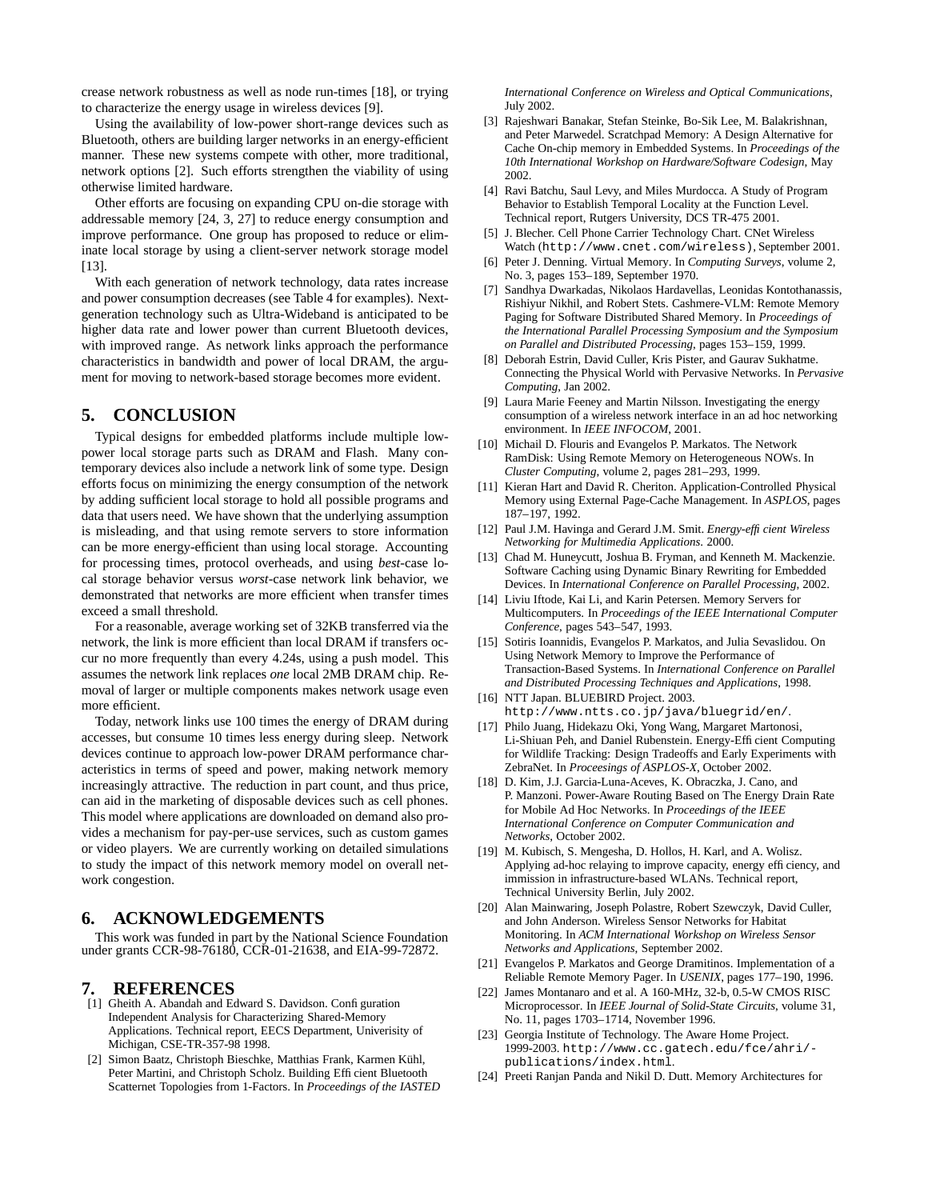crease network robustness as well as node run-times [18], or trying to characterize the energy usage in wireless devices [9].

Using the availability of low-power short-range devices such as Bluetooth, others are building larger networks in an energy-efficient manner. These new systems compete with other, more traditional, network options [2]. Such efforts strengthen the viability of using otherwise limited hardware.

Other efforts are focusing on expanding CPU on-die storage with addressable memory [24, 3, 27] to reduce energy consumption and improve performance. One group has proposed to reduce or eliminate local storage by using a client-server network storage model [13].

With each generation of network technology, data rates increase and power consumption decreases (see Table 4 for examples). Next-generation technology such as Ultra-Wideband is anticipated to be higher data rate and lower power than current Bluetooth devices, with improved range. As network links approach the performance characteristics in bandwidth and power of local DRAM, the argument for moving to network-based storage becomes more evident.

## 5. CONCLUSION

Typical designs for embedded platforms include multiple low-power local storage parts such as DRAM and Flash. Many contemporary devices also include a network link of some type. Design efforts focus on minimizing the energy consumption of the network by adding sufficient local storage to hold all possible programs and data that users need. We have shown that the underlying assumption is misleading, and that using remote servers to store information can be more energy-efficient than using local storage. Accounting for processing times, protocol overheads, and using *best*-case local storage behavior versus *worst*-case network link behavior, we demonstrated that networks are more efficient when transfer times exceed a small threshold.

For a reasonable, average working set of 32KB transferred via the network, the link is more efficient than local DRAM if transfers occur no more frequently than every 4.24s, using a push model. This assumes the network link replaces *one* local 2MB DRAM chip. Removal of larger or multiple components makes network usage even more efficient.

Today, network links use 100 times the energy of DRAM during accesses, but consume 10 times less energy during sleep. Network devices continue to approach low-power DRAM performance characteristics in terms of speed and power, making network memory increasingly attractive. The reduction in part count, and thus price, can aid in the marketing of disposable devices such as cell phones. This model where applications are downloaded on demand also provides a mechanism for pay-per-use services, such as custom games or video players. We are currently working on detailed simulations to study the impact of this network memory model on overall network congestion.

## 6. ACKNOWLEDGEMENTS

This work was funded in part by the National Science Foundation under grants CCR-98-76180, CCR-01-21638, and EIA-99-72872.

## 7. REFERENCES

[1] Gheith A. Abandah and Edward S. Davidson. Configuration Independent Analysis for Characterizing Shared-Memory Applications. Technical report, EECS Department, Univerisity of Michigan, CSE-TR-357-98 1998.

[2] Simon Baatz, Christoph Bieschke, Matthias Frank, Karmen Kühl, Peter Martini, and Christoph Scholz. Building Efficient Bluetooth Scatternet Topologies from 1-Factors. In *Proceedings of the IASTED International Conference on Wireless and Optical Communications*, July 2002.

[3] Rajeshwari Banakar, Stefan Steinke, Bo-Sik Lee, M. Balakrishnan, and Peter Marwedel. Scratchpad Memory: A Design Alternative for Cache On-chip memory in Embedded Systems. In *Proceedings of the 10th International Workshop on Hardware/Software Codesign*, May 2002.

[4] Ravi Batchu, Saul Levy, and Miles Murdocca. A Study of Program Behavior to Establish Temporal Locality at the Function Level. Technical report, Rutgers University, DCS TR-475 2001.

[5] J. Blecher. Cell Phone Carrier Technology Chart. CNet Wireless Watch (http://www.cnet.com/wireless), September 2001.

[6] Peter J. Denning. Virtual Memory. In *Computing Surveys*, volume 2, No. 3, pages 153–189, September 1970.

[7] Sandhya Dwarkadas, Nikolaos Hardavellas, Leonidas Kontothanassis, Rishiyur Nikhil, and Robert Stets. Cashmere-VLM: Remote Memory Paging for Software Distributed Shared Memory. In *Proceedings of the International Parallel Processing Symposium and the Symposium on Parallel and Distributed Processing*, pages 153–159, 1999.

[8] Deborah Estrin, David Culler, Kris Pister, and Gaurav Sukhatme. Connecting the Physical World with Pervasive Networks. In *Pervasive Computing*, Jan 2002.

[9] Laura Marie Feeney and Martin Nilsson. Investigating the energy consumption of a wireless network interface in an ad hoc networking environment. In *IEEE INFOCOM*, 2001.

[10] Michail D. Flouris and Evangelos P. Markatos. The Network RamDisk: Using Remote Memory on Heterogeneous NOWs. In *Cluster Computing*, volume 2, pages 281–293, 1999.

[11] Kieran Hart and David R. Cheriton. Application-Controlled Physical Memory using External Page-Cache Management. In *ASPLOS*, pages 187–197, 1992.

[12] Paul J.M. Havinga and Gerard J.M. Smit. *Energy-efficient Wireless Networking for Multimedia Applications*. 2000.

[13] Chad M. Huneycutt, Joshua B. Fryman, and Kenneth M. Mackenzie. Software Caching using Dynamic Binary Rewriting for Embedded Devices. In *International Conference on Parallel Processing*, 2002.

[14] Liviu Iftode, Kai Li, and Karin Petersen. Memory Servers for Multicomputers. In *Proceedings of the IEEE International Computer Conference*, pages 543–547, 1993.

[15] Sotiris Ioannidis, Evangelos P. Markatos, and Julia Sevaslidou. On Using Network Memory to Improve the Performance of Transaction-Based Systems. In *International Conference on Parallel and Distributed Processing Techniques and Applications*, 1998.

[16] NTT Japan. BLUEBIRD Project. 2003. http://www.ntts.co.jp/java/bluegrid/en/.

[17] Philo Juang, Hidekazu Oki, Yong Wang, Margaret Martonosi, Li-Shiuan Peh, and Daniel Rubenstein. Energy-Efficient Computing for Wildlife Tracking: Design Tradeoffs and Early Experiments with ZebraNet. In *Proceesings of ASPLOS-X*, October 2002.

[18] D. Kim, J.J. Garcia-Luna-Aceves, K. Obraczka, J. Cano, and P. Manzoni. Power-Aware Routing Based on The Energy Drain Rate for Mobile Ad Hoc Networks. In *Proceedings of the IEEE International Conference on Computer Communication and Networks*, October 2002.

[19] M. Kubisch, S. Mengesha, D. Hollos, H. Karl, and A. Wolisz. Applying ad-hoc relaying to improve capacity, energy efficiency, and immission in infrastructure-based WLANs. Technical report, Technical University Berlin, July 2002.

[20] Alan Mainwaring, Joseph Polastre, Robert Szewczyk, David Culler, and John Anderson. Wireless Sensor Networks for Habitat Monitoring. In *ACM International Workshop on Wireless Sensor Networks and Applications*, September 2002.

[21] Evangelos P. Markatos and George Dramitinos. Implementation of a Reliable Remote Memory Pager. In *USENIX*, pages 177–190, 1996.

[22] James Montanaro and et al. A 160-MHz, 32-b, 0.5-W CMOS RISC Microprocessor. In *IEEE Journal of Solid-State Circuits*, volume 31, No. 11, pages 1703–1714, November 1996.

[23] Georgia Institute of Technology. The Aware Home Project. 1999-2003. http://www.cc.gatech.edu/fce/ahri/-publications/index.html.

[24] Preeti Ranjan Panda and Nikil D. Dutt. Memory Architectures for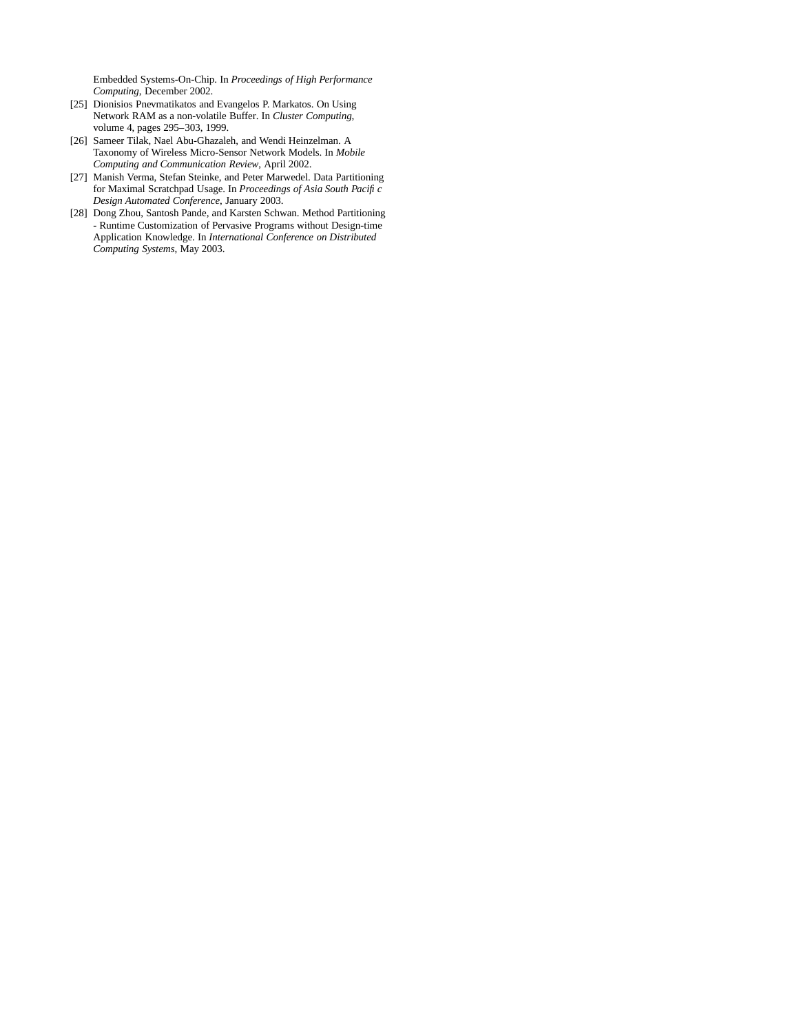Embedded Systems-On-Chip. In *Proceedings of High Performance Computing*, December 2002.

[25] Dionisios Pnevmatikatos and Evangelos P. Markatos. On Using Network RAM as a non-volatile Buffer. In *Cluster Computing*, volume 4, pages 295–303, 1999.

[26] Sameer Tilak, Nael Abu-Ghazaleh, and Wendi Heinzelman. A Taxonomy of Wireless Micro-Sensor Network Models. In *Mobile Computing and Communication Review*, April 2002.

[27] Manish Verma, Stefan Steinke, and Peter Marwedel. Data Partitioning for Maximal Scratchpad Usage. In *Proceedings of Asia South Pacific Design Automated Conference*, January 2003.

[28] Dong Zhou, Santosh Pande, and Karsten Schwan. Method Partitioning - Runtime Customization of Pervasive Programs without Design-time Application Knowledge. In *International Conference on Distributed Computing Systems*, May 2003.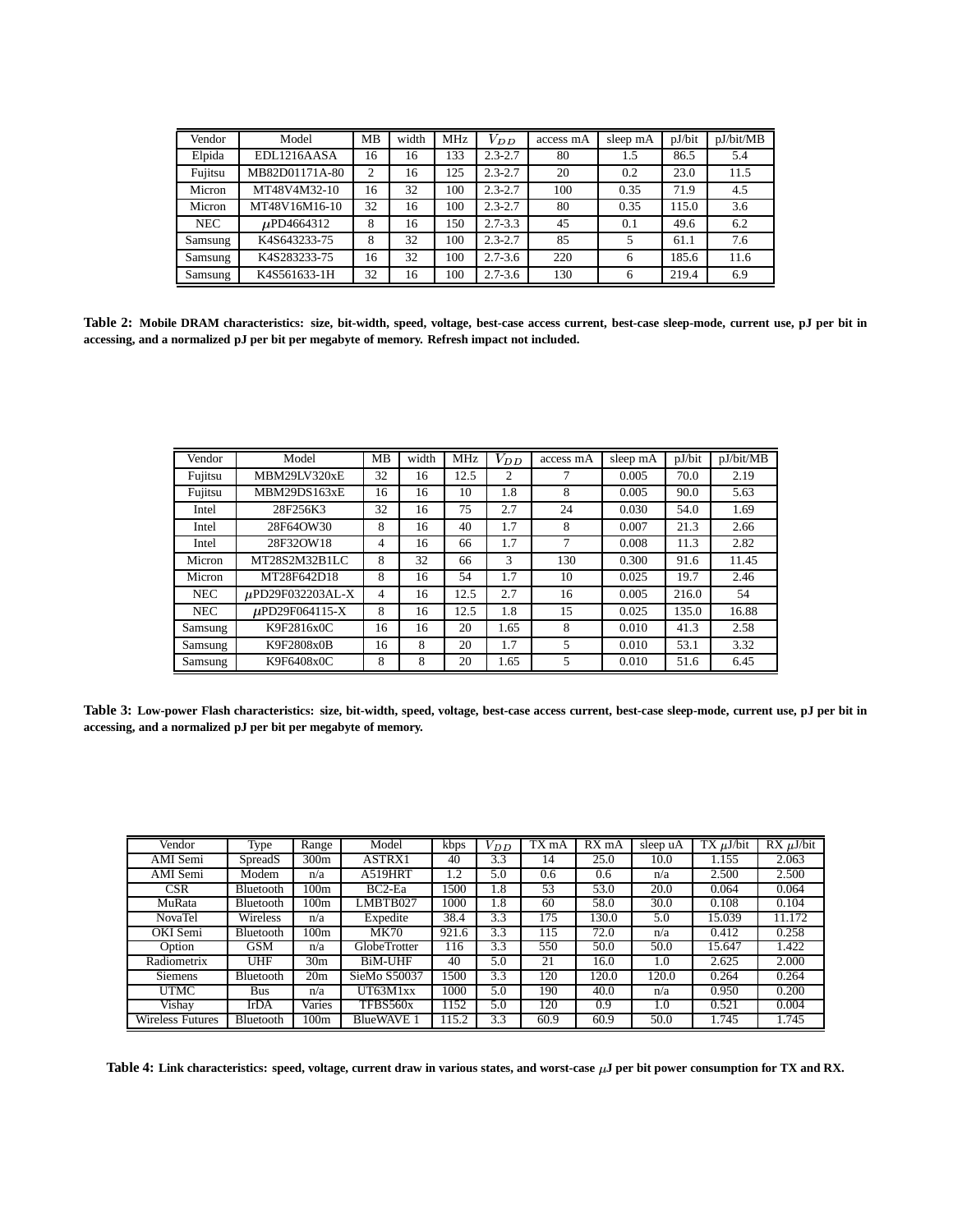| Vendor | Model | MB | width | MHz | $V_{DD}$ | access mA | sleep mA | pJ/bit | pJ/bit/MB |
|---|---|---|---|---|---|---|---|---|---|
| Elpida | EDL1216AASA | 16 | 16 | 133 | 2.3-2.7 | 80 | 1.5 | 86.5 | 5.4 |
| Fujitsu | MB82D01171A-80 | 2 | 16 | 125 | 2.3-2.7 | 20 | 0.2 | 23.0 | 11.5 |
| Micron | MT48V4M32-10 | 16 | 32 | 100 | 2.3-2.7 | 100 | 0.35 | 71.9 | 4.5 |
| Micron | MT48V16M16-10 | 32 | 16 | 100 | 2.3-2.7 | 80 | 0.35 | 115.0 | 3.6 |
| NEC | $\mu$PD4664312 | 8 | 16 | 150 | 2.7-3.3 | 45 | 0.1 | 49.6 | 6.2 |
| Samsung | K4S643233-75 | 8 | 32 | 100 | 2.3-2.7 | 85 | 5 | 61.1 | 7.6 |
| Samsung | K4S283233-75 | 16 | 32 | 100 | 2.7-3.6 | 220 | 6 | 185.6 | 11.6 |
| Samsung | K4S561633-1H | 32 | 16 | 100 | 2.7-3.6 | 130 | 6 | 219.4 | 6.9 |

**Table 2: Mobile DRAM characteristics: size, bit-width, speed, voltage, best-case access current, best-case sleep-mode, current use, pJ per bit in accessing, and a normalized pJ per bit per megabyte of memory. Refresh impact not included.**

| Vendor | Model | MB | width | MHz | $V_{DD}$ | access mA | sleep mA | pJ/bit | pJ/bit/MB |
|---|---|---|---|---|---|---|---|---|---|
| Fujitsu | MBM29LV320xE | 32 | 16 | 12.5 | 2 | 7 | 0.005 | 70.0 | 2.19 |
| Fujitsu | MBM29DS163xE | 16 | 16 | 10 | 1.8 | 8 | 0.005 | 90.0 | 5.63 |
| Intel | 28F256K3 | 32 | 16 | 75 | 2.7 | 24 | 0.030 | 54.0 | 1.69 |
| Intel | 28F64OW30 | 8 | 16 | 40 | 1.7 | 8 | 0.007 | 21.3 | 2.66 |
| Intel | 28F32OW18 | 4 | 16 | 66 | 1.7 | 7 | 0.008 | 11.3 | 2.82 |
| Micron | MT28S2M32B1LC | 8 | 32 | 66 | 3 | 130 | 0.300 | 91.6 | 11.45 |
| Micron | MT28F642D18 | 8 | 16 | 54 | 1.7 | 10 | 0.025 | 19.7 | 2.46 |
| NEC | $\mu$PD29F032203AL-X | 4 | 16 | 12.5 | 2.7 | 16 | 0.005 | 216.0 | 54 |
| NEC | $\mu$PD29F064115-X | 8 | 16 | 12.5 | 1.8 | 15 | 0.025 | 135.0 | 16.88 |
| Samsung | K9F2816x0C | 16 | 16 | 20 | 1.65 | 8 | 0.010 | 41.3 | 2.58 |
| Samsung | K9F2808x0B | 16 | 8 | 20 | 1.7 | 5 | 0.010 | 53.1 | 3.32 |
| Samsung | K9F6408x0C | 8 | 8 | 20 | 1.65 | 5 | 0.010 | 51.6 | 6.45 |

**Table 3: Low-power Flash characteristics: size, bit-width, speed, voltage, best-case access current, best-case sleep-mode, current use, pJ per bit in accessing, and a normalized pJ per bit per megabyte of memory.**

| Vendor | Type | Range | Model | kbps | $V_{DD}$ | TX mA | RX mA | sleep uA | TX $\mu$J/bit | RX $\mu$J/bit |
|---|---|---|---|---|---|---|---|---|---|---|
| AMI Semi | SpreadS | 300m | ASTRX1 | 40 | 3.3 | 14 | 25.0 | 10.0 | 1.155 | 2.063 |
| AMI Semi | Modem | n/a | A519HRT | 1.2 | 5.0 | 0.6 | 0.6 | n/a | 2.500 | 2.500 |
| CSR | Bluetooth | 100m | BC2-Ea | 1500 | 1.8 | 53 | 53.0 | 20.0 | 0.064 | 0.064 |
| MuRata | Bluetooth | 100m | LMBTB027 | 1000 | 1.8 | 60 | 58.0 | 30.0 | 0.108 | 0.104 |
| NovaTel | Wireless | n/a | Expedite | 38.4 | 3.3 | 175 | 130.0 | 5.0 | 15.039 | 11.172 |
| OKI Semi | Bluetooth | 100m | MK70 | 921.6 | 3.3 | 115 | 72.0 | n/a | 0.412 | 0.258 |
| Option | GSM | n/a | GlobeTrotter | 116 | 3.3 | 550 | 50.0 | 50.0 | 15.647 | 1.422 |
| Radiometrix | UHF | 30m | BiM-UHF | 40 | 5.0 | 21 | 16.0 | 1.0 | 2.625 | 2.000 |
| Siemens | Bluetooth | 20m | SieMo S50037 | 1500 | 3.3 | 120 | 120.0 | 120.0 | 0.264 | 0.264 |
| UTMC | Bus | n/a | UT63M1xx | 1000 | 5.0 | 190 | 40.0 | n/a | 0.950 | 0.200 |
| Vishay | IrDA | Varies | TFBS560x | 1152 | 5.0 | 120 | 0.9 | 1.0 | 0.521 | 0.004 |
| Wireless Futures | Bluetooth | 100m | BlueWAVE 1 | 115.2 | 3.3 | 60.9 | 60.9 | 50.0 | 1.745 | 1.745 |

**Table 4: Link characteristics: speed, voltage, current draw in various states, and worst-case $\mu$J per bit power consumption for TX and RX.**